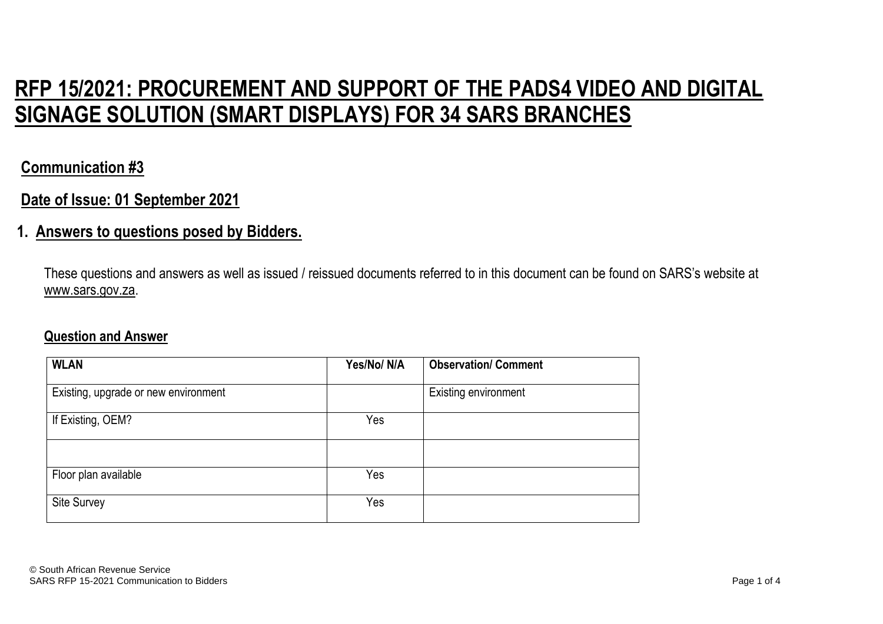# RFP 15/2021: PROCUREMENT AND SUPPORT OF THE PADS4 VIDEO AND DIGITAL SIGNAGE SOLUTION (SMART DISPLAYS) FOR 34 SARS BRANCHES

## Communication #3

## Date of Issue: 01 September 2021

## 1. Answers to questions posed by Bidders.

These questions and answers as well as issued / reissued documents referred to in this document can be found on SARS's website at www.sars.gov.za.

### Question and Answer

| WLAN | Yes/No/ N/A | Observation/ Comment |
|---|---|---|
| Existing, upgrade or new environment | | Existing environment |
| If Existing, OEM? | Yes | |
| | | |
| Floor plan available | Yes | |
| Site Survey | Yes | |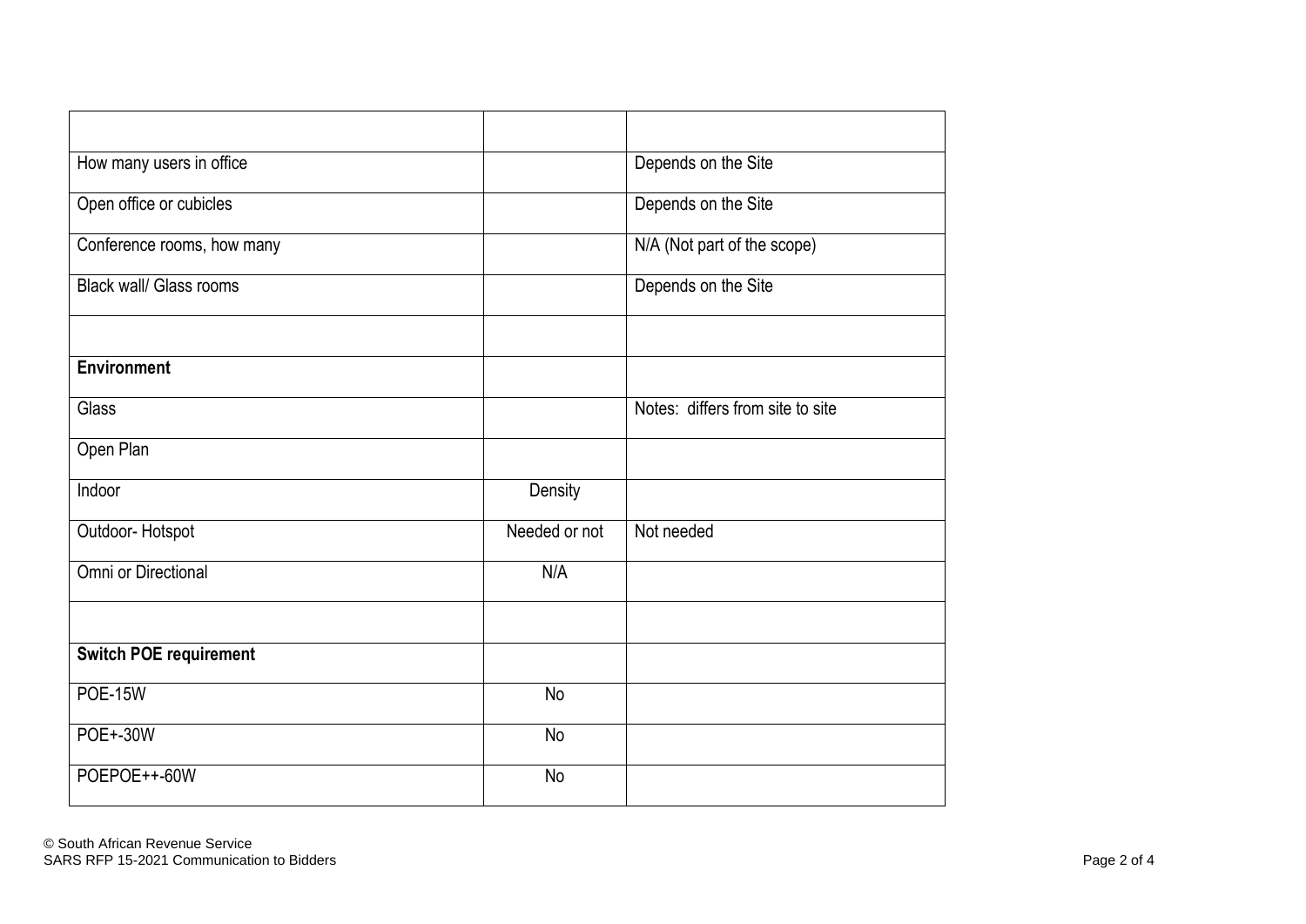| | | |
|---|---|---|
| How many users in office | | Depends on the Site |
| Open office or cubicles | | Depends on the Site |
| Conference rooms, how many | | N/A (Not part of the scope) |
| Black wall/ Glass rooms | | Depends on the Site |
| | | |
| **Environment** | | |
| Glass | | Notes: differs from site to site |
| Open Plan | | |
| Indoor | Density | |
| Outdoor- Hotspot | Needed or not | Not needed |
| Omni or Directional | N/A | |
| | | |
| **Switch POE requirement** | | |
| POE-15W | No | |
| POE+-30W | No | |
| POEPOE++-60W | No | |

© South African Revenue Service
SARS RFP 15-2021 Communication to Bidders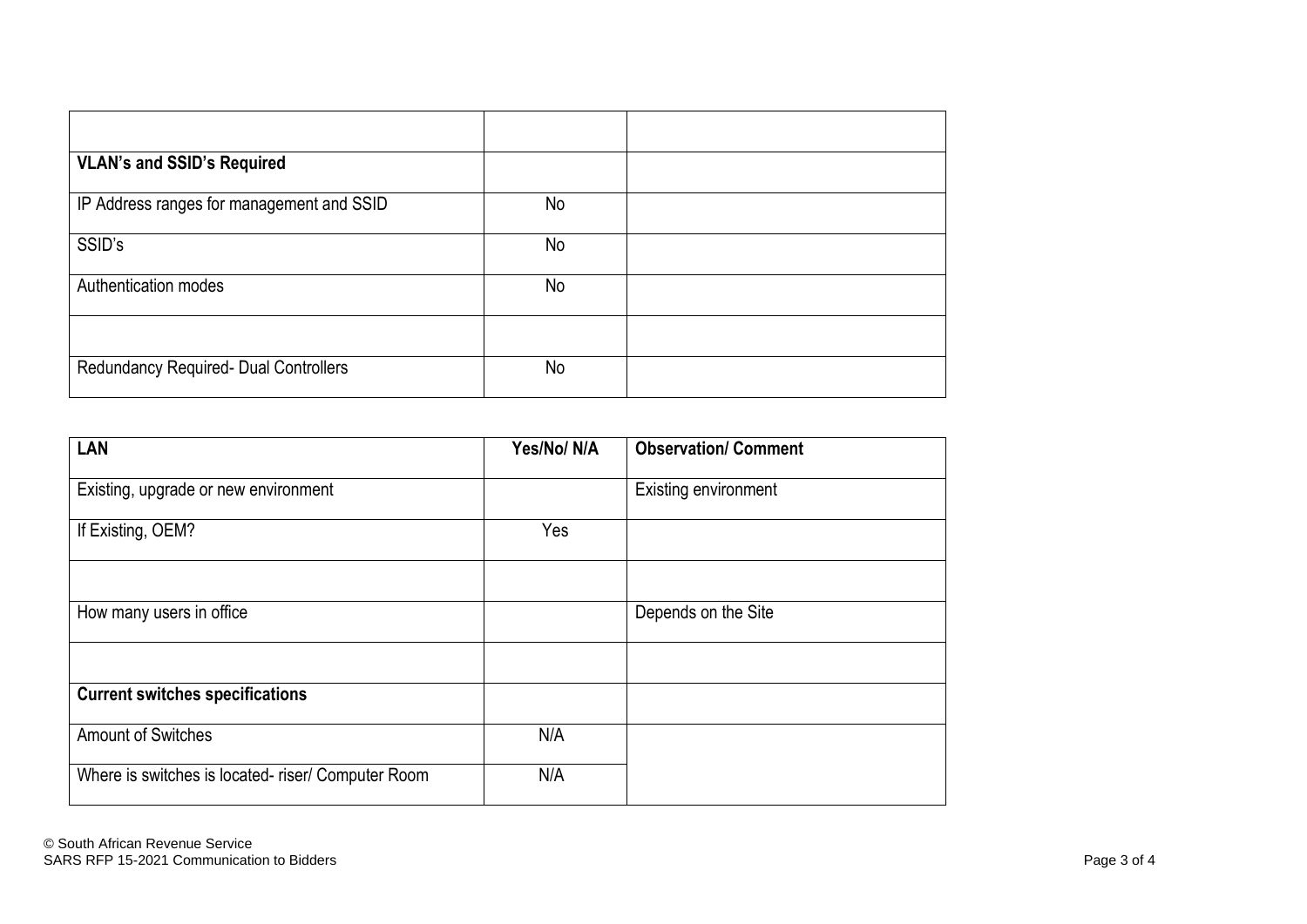| | | |
|---|---|---|
| | | |
| **VLAN's and SSID's Required** | | |
| IP Address ranges for management and SSID | No | |
| SSID's | No | |
| Authentication modes | No | |
| | | |
| Redundancy Required- Dual Controllers | No | |

| **LAN** | **Yes/No/ N/A** | **Observation/ Comment** |
|---|---|---|
| Existing, upgrade or new environment | | Existing environment |
| If Existing, OEM? | Yes | |
| | | |
| How many users in office | | Depends on the Site |
| | | |
| **Current switches specifications** | | |
| Amount of Switches | N/A | |
| Where is switches is located- riser/ Computer Room | N/A | |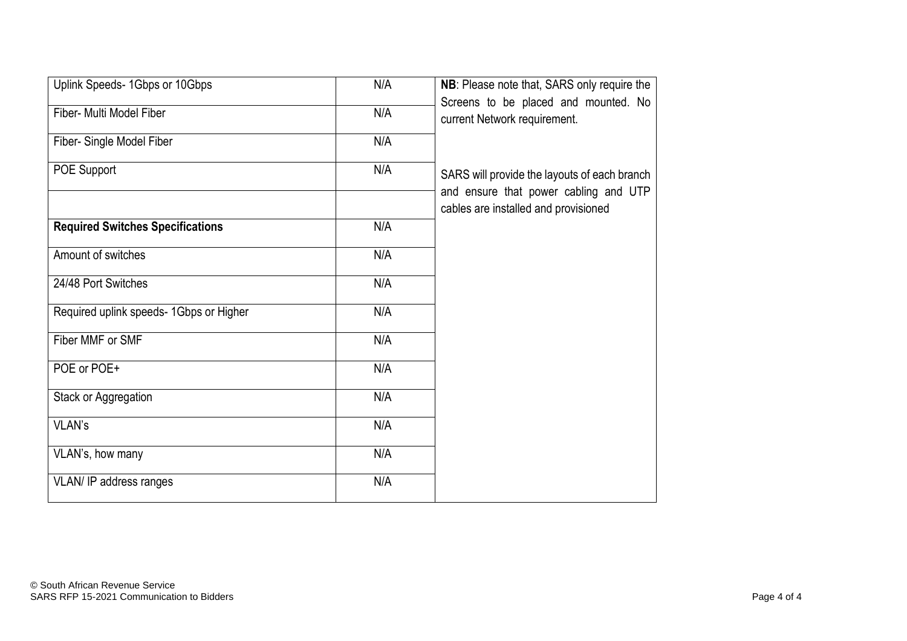| | | |
|---|---|---|
| Uplink Speeds- 1Gbps or 10Gbps | N/A | **NB**: Please note that, SARS only require the Screens to be placed and mounted. No current Network requirement.<br><br>SARS will provide the layouts of each branch and ensure that power cabling and UTP cables are installed and provisioned |
| Fiber- Multi Model Fiber | N/A | |
| Fiber- Single Model Fiber | N/A | |
| POE Support | N/A | |
| | | |
| **Required Switches Specifications** | N/A | |
| Amount of switches | N/A | |
| 24/48 Port Switches | N/A | |
| Required uplink speeds- 1Gbps or Higher | N/A | |
| Fiber MMF or SMF | N/A | |
| POE or POE+ | N/A | |
| Stack or Aggregation | N/A | |
| VLAN's | N/A | |
| VLAN's, how many | N/A | |
| VLAN/ IP address ranges | N/A | |

© South African Revenue Service
SARS RFP 15-2021 Communication to Bidders